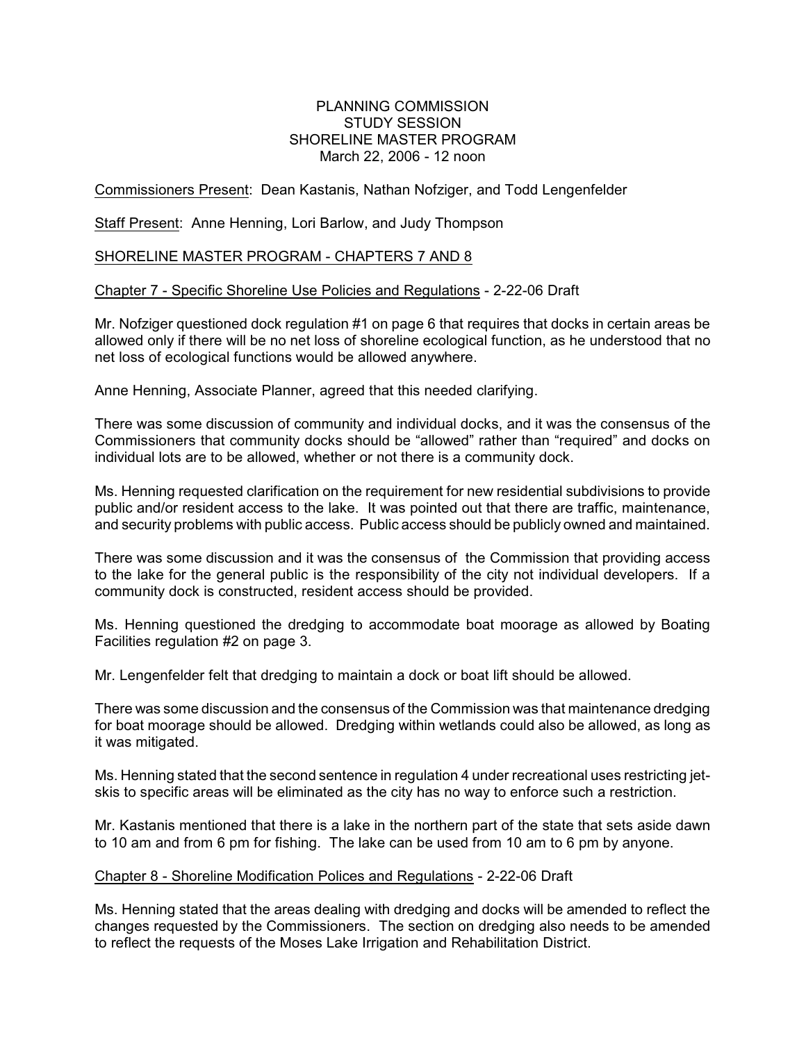# PLANNING COMMISSION
## STUDY SESSION
## SHORELINE MASTER PROGRAM
March 22, 2006 - 12 noon

Commissioners Present: Dean Kastanis, Nathan Nofziger, and Todd Lengenfelder

Staff Present: Anne Henning, Lori Barlow, and Judy Thompson

## SHORELINE MASTER PROGRAM - CHAPTERS 7 AND 8

### Chapter 7 - Specific Shoreline Use Policies and Regulations - 2-22-06 Draft

Mr. Nofziger questioned dock regulation #1 on page 6 that requires that docks in certain areas be allowed only if there will be no net loss of shoreline ecological function, as he understood that no net loss of ecological functions would be allowed anywhere.

Anne Henning, Associate Planner, agreed that this needed clarifying.

There was some discussion of community and individual docks, and it was the consensus of the Commissioners that community docks should be "allowed" rather than "required" and docks on individual lots are to be allowed, whether or not there is a community dock.

Ms. Henning requested clarification on the requirement for new residential subdivisions to provide public and/or resident access to the lake. It was pointed out that there are traffic, maintenance, and security problems with public access. Public access should be publicly owned and maintained.

There was some discussion and it was the consensus of the Commission that providing access to the lake for the general public is the responsibility of the city not individual developers. If a community dock is constructed, resident access should be provided.

Ms. Henning questioned the dredging to accommodate boat moorage as allowed by Boating Facilities regulation #2 on page 3.

Mr. Lengenfelder felt that dredging to maintain a dock or boat lift should be allowed.

There was some discussion and the consensus of the Commission was that maintenance dredging for boat moorage should be allowed. Dredging within wetlands could also be allowed, as long as it was mitigated.

Ms. Henning stated that the second sentence in regulation 4 under recreational uses restricting jet-skis to specific areas will be eliminated as the city has no way to enforce such a restriction.

Mr. Kastanis mentioned that there is a lake in the northern part of the state that sets aside dawn to 10 am and from 6 pm for fishing. The lake can be used from 10 am to 6 pm by anyone.

### Chapter 8 - Shoreline Modification Polices and Regulations - 2-22-06 Draft

Ms. Henning stated that the areas dealing with dredging and docks will be amended to reflect the changes requested by the Commissioners. The section on dredging also needs to be amended to reflect the requests of the Moses Lake Irrigation and Rehabilitation District.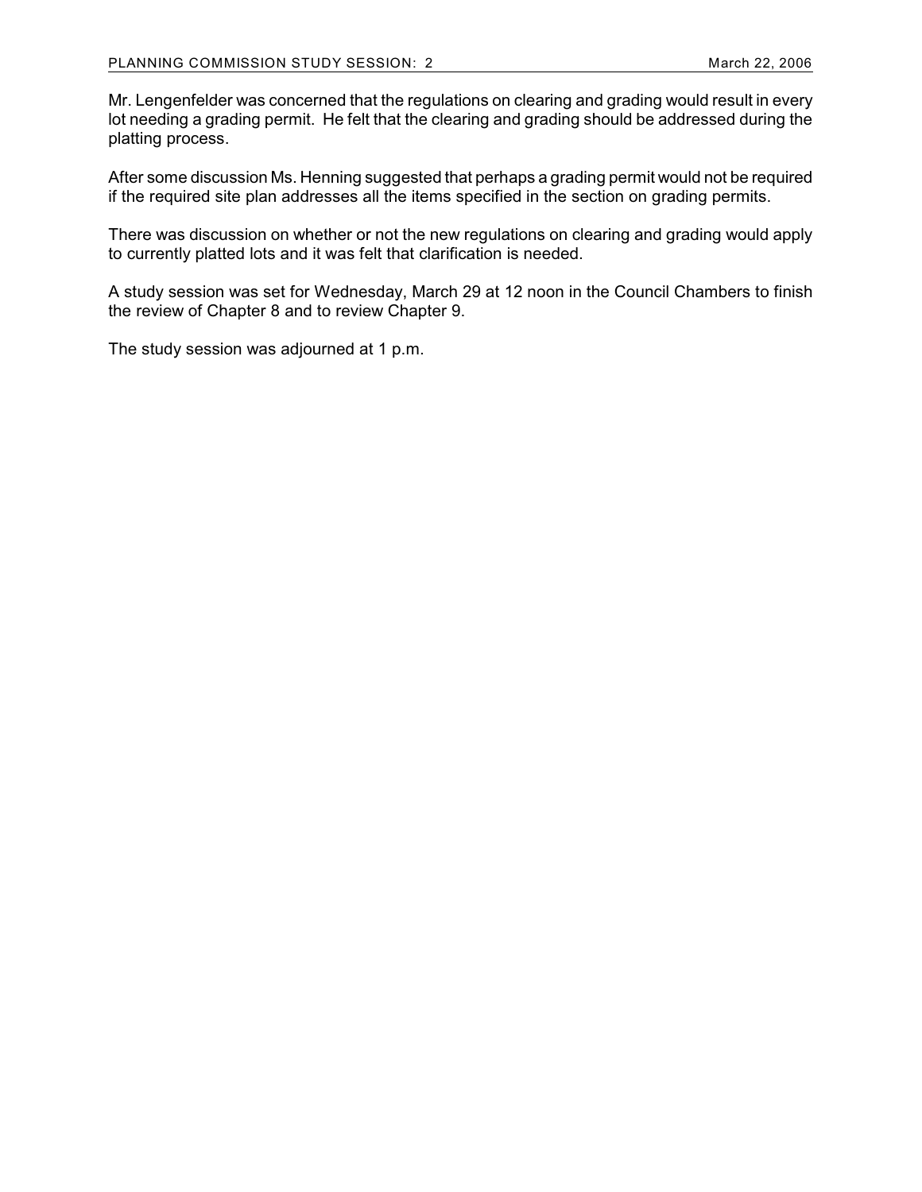Mr. Lengenfelder was concerned that the regulations on clearing and grading would result in every lot needing a grading permit. He felt that the clearing and grading should be addressed during the platting process.

After some discussion Ms. Henning suggested that perhaps a grading permit would not be required if the required site plan addresses all the items specified in the section on grading permits.

There was discussion on whether or not the new regulations on clearing and grading would apply to currently platted lots and it was felt that clarification is needed.

A study session was set for Wednesday, March 29 at 12 noon in the Council Chambers to finish the review of Chapter 8 and to review Chapter 9.

The study session was adjourned at 1 p.m.